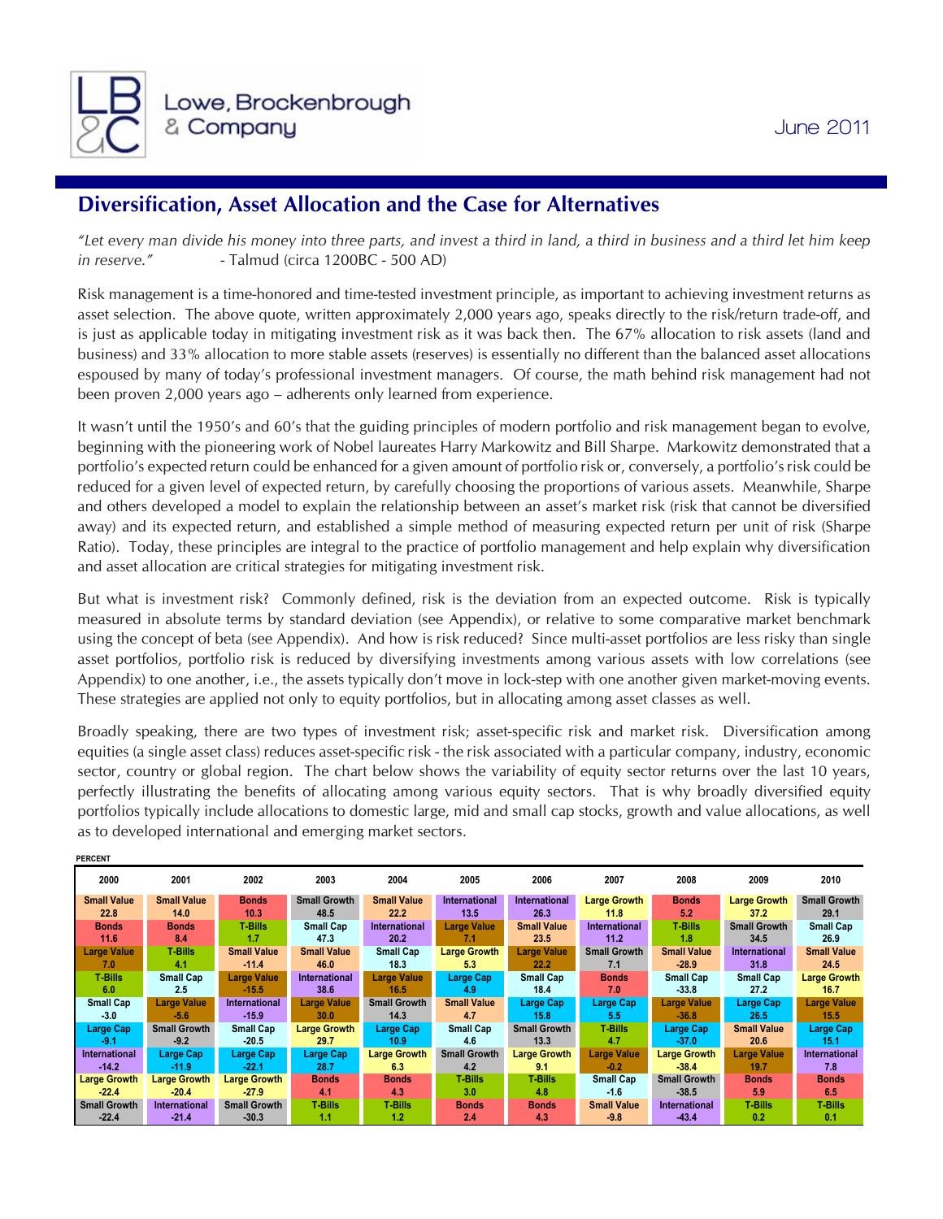Lowe, Brockenbrough & Company

June 2011

## Diversification, Asset Allocation and the Case for Alternatives

*"Let every man divide his money into three parts, and invest a third in land, a third in business and a third let him keep in reserve."* - Talmud (circa 1200BC - 500 AD)

Risk management is a time-honored and time-tested investment principle, as important to achieving investment returns as asset selection. The above quote, written approximately 2,000 years ago, speaks directly to the risk/return trade-off, and is just as applicable today in mitigating investment risk as it was back then. The 67% allocation to risk assets (land and business) and 33% allocation to more stable assets (reserves) is essentially no different than the balanced asset allocations espoused by many of today's professional investment managers. Of course, the math behind risk management had not been proven 2,000 years ago – adherents only learned from experience.

It wasn't until the 1950's and 60's that the guiding principles of modern portfolio and risk management began to evolve, beginning with the pioneering work of Nobel laureates Harry Markowitz and Bill Sharpe. Markowitz demonstrated that a portfolio's expected return could be enhanced for a given amount of portfolio risk or, conversely, a portfolio's risk could be reduced for a given level of expected return, by carefully choosing the proportions of various assets. Meanwhile, Sharpe and others developed a model to explain the relationship between an asset's market risk (risk that cannot be diversified away) and its expected return, and established a simple method of measuring expected return per unit of risk (Sharpe Ratio). Today, these principles are integral to the practice of portfolio management and help explain why diversification and asset allocation are critical strategies for mitigating investment risk.

But what is investment risk? Commonly defined, risk is the deviation from an expected outcome. Risk is typically measured in absolute terms by standard deviation (see Appendix), or relative to some comparative market benchmark using the concept of beta (see Appendix). And how is risk reduced? Since multi-asset portfolios are less risky than single asset portfolios, portfolio risk is reduced by diversifying investments among various assets with low correlations (see Appendix) to one another, i.e., the assets typically don't move in lock-step with one another given market-moving events. These strategies are applied not only to equity portfolios, but in allocating among asset classes as well.

Broadly speaking, there are two types of investment risk; asset-specific risk and market risk. Diversification among equities (a single asset class) reduces asset-specific risk - the risk associated with a particular company, industry, economic sector, country or global region. The chart below shows the variability of equity sector returns over the last 10 years, perfectly illustrating the benefits of allocating among various equity sectors. That is why broadly diversified equity portfolios typically include allocations to domestic large, mid and small cap stocks, growth and value allocations, as well as to developed international and emerging market sectors.

PERCENT

| 2000 | 2001 | 2002 | 2003 | 2004 | 2005 | 2006 | 2007 | 2008 | 2009 | 2010 |
|---|---|---|---|---|---|---|---|---|---|---|
| Small Value 22.8 | Small Value 14.0 | Bonds 10.3 | Small Growth 48.5 | Small Value 22.2 | International 13.5 | International 26.3 | Large Growth 11.8 | Bonds 5.2 | Large Growth 37.2 | Small Growth 29.1 |
| Bonds 11.6 | Bonds 8.4 | T-Bills 1.7 | Small Cap 47.3 | International 20.2 | Large Value 7.1 | Small Value 23.5 | International 11.2 | T-Bills 1.8 | Small Growth 34.5 | Small Cap 26.9 |
| Large Value 7.0 | T-Bills 4.1 | Small Value -11.4 | Small Value 46.0 | Small Cap 18.3 | Large Growth 5.3 | Large Value 22.2 | Small Growth 7.1 | Small Value -28.9 | International 31.8 | Small Value 24.5 |
| T-Bills 6.0 | Small Cap 2.5 | Large Value -15.5 | International 38.6 | Large Value 16.5 | Large Cap 4.9 | Small Cap 18.4 | Bonds 7.0 | Small Cap -33.8 | Small Cap 27.2 | Large Growth 16.7 |
| Small Cap -3.0 | Large Value -5.6 | International -15.9 | Large Value 30.0 | Small Growth 14.3 | Small Value 4.7 | Large Cap 15.8 | Large Cap 5.5 | Large Value -36.8 | Large Cap 26.5 | Large Value 15.5 |
| Large Cap -9.1 | Small Growth -9.2 | Small Cap -20.5 | Large Growth 29.7 | Large Cap 10.9 | Small Cap 4.6 | Small Growth 13.3 | T-Bills 4.7 | Large Cap -37.0 | Small Value 20.6 | Large Cap 15.1 |
| International -14.2 | Large Cap -11.9 | Large Cap -22.1 | Large Cap 28.7 | Large Growth 6.3 | Small Growth 4.2 | Large Growth 9.1 | Large Value -0.2 | Large Growth -38.4 | Large Value 19.7 | International 7.8 |
| Large Growth -22.4 | Large Growth -20.4 | Large Growth -27.9 | Bonds 4.1 | Bonds 4.3 | T-Bills 3.0 | T-Bills 4.8 | Small Cap -1.6 | Small Growth -38.5 | Bonds 5.9 | Bonds 6.5 |
| Small Growth -22.4 | International -21.4 | Small Growth -30.3 | T-Bills 1.1 | T-Bills 1.2 | Bonds 2.4 | Bonds 4.3 | Small Value -9.8 | International -43.4 | T-Bills 0.2 | T-Bills 0.1 |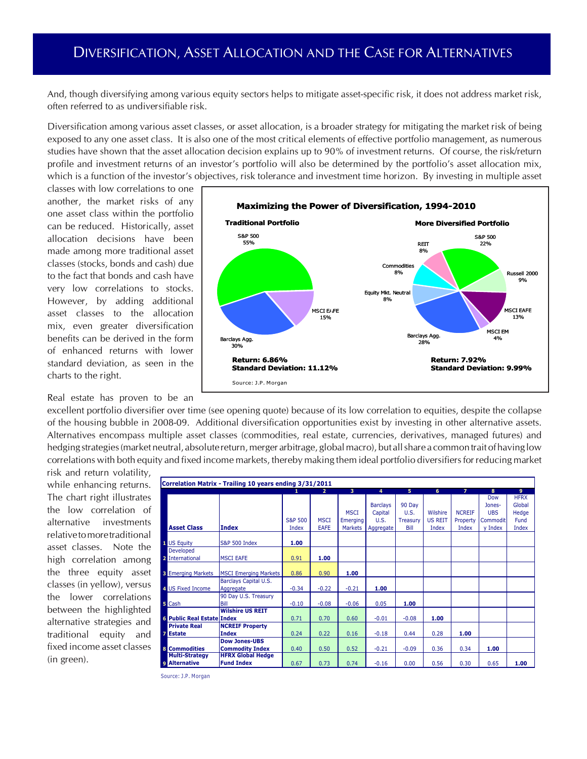# Diversification, Asset Allocation and the Case for Alternatives

And, though diversifying among various equity sectors helps to mitigate asset-specific risk, it does not address market risk, often referred to as undiversifiable risk.

Diversification among various asset classes, or asset allocation, is a broader strategy for mitigating the market risk of being exposed to any one asset class. It is also one of the most critical elements of effective portfolio management, as numerous studies have shown that the asset allocation decision explains up to 90% of investment returns. Of course, the risk/return profile and investment returns of an investor's portfolio will also be determined by the portfolio's asset allocation mix, which is a function of the investor's objectives, risk tolerance and investment time horizon. By investing in multiple asset classes with low correlations to one another, the market risks of any one asset class within the portfolio can be reduced. Historically, asset allocation decisions have been made among more traditional asset classes (stocks, bonds and cash) due to the fact that bonds and cash have very low correlations to stocks. However, by adding additional asset classes to the allocation mix, even greater diversification benefits can be derived in the form of enhanced returns with lower standard deviation, as seen in the charts to the right.

**Maximizing the Power of Diversification, 1994-2010**

**Traditional Portfolio**

- S&P 500: 55%
- MSCI EAFE: 15%
- Barclays Agg.: 30%

**Return: 6.86%**
**Standard Deviation: 11.12%**

**More Diversified Portfolio**

- S&P 500: 22%
- Russell 2000: 9%
- MSCI EAFE: 13%
- MSCI EM: 4%
- Barclays Agg.: 28%
- Equity Mkt. Neutral: 8%
- Commodities: 8%
- REIT: 8%

**Return: 7.92%**
**Standard Deviation: 9.99%**

Source: J.P. Morgan

Real estate has proven to be an excellent portfolio diversifier over time (see opening quote) because of its low correlation to equities, despite the collapse of the housing bubble in 2008-09. Additional diversification opportunities exist by investing in other alternative assets. Alternatives encompass multiple asset classes (commodities, real estate, currencies, derivatives, managed futures) and hedging strategies (market neutral, absolute return, merger arbitrage, global macro), but all share a common trait of having low correlations with both equity and fixed income markets, thereby making them ideal portfolio diversifiers for reducing market risk and return volatility, while enhancing returns. The chart right illustrates the low correlation of alternative investments relative to more traditional asset classes. Note the high correlation among the three equity asset classes (in yellow), versus the lower correlations between the highlighted alternative strategies and traditional equity and fixed income asset classes (in green).

**Correlation Matrix - Trailing 10 years ending 3/31/2011**

| | | | 1 | 2 | 3 | 4 | 5 | 6 | 7 | 8 | 9 |
|---|---|---|---|---|---|---|---|---|---|---|---|
| | **Asset Class** | **Index** | S&P 500 Index | MSCI EAFE | MSCI Emerging Markets | Barclays Capital U.S. Aggregate | 90 Day U.S. Treasury Bill | Wilshire US REIT Index | NCREIF Property Index | Dow Jones-UBS Commodity Index | HFRX Global Hedge Fund Index |
| 1 | US Equity | S&P 500 Index | **1.00** | | | | | | | | |
| 2 | Developed International | MSCI EAFE | 0.91 | **1.00** | | | | | | | |
| 3 | Emerging Markets | MSCI Emerging Markets | 0.86 | 0.90 | **1.00** | | | | | | |
| 4 | US Fixed Income | Barclays Capital U.S. Aggregate | -0.34 | -0.22 | -0.21 | **1.00** | | | | | |
| 5 | Cash | 90 Day U.S. Treasury Bill | -0.10 | -0.08 | -0.06 | 0.05 | **1.00** | | | | |
| 6 | **Public Real Estate** | **Wilshire US REIT Index** | 0.71 | 0.70 | 0.60 | -0.01 | -0.08 | **1.00** | | | |
| 7 | **Private Real Estate** | **NCREIF Property Index** | 0.24 | 0.22 | 0.16 | -0.18 | 0.44 | 0.28 | **1.00** | | |
| 8 | **Commodities** | **Dow Jones-UBS Commodity Index** | 0.40 | 0.50 | 0.52 | -0.21 | -0.09 | 0.36 | 0.34 | **1.00** | |
| 9 | **Multi-Strategy Alternative** | **HFRX Global Hedge Fund Index** | 0.67 | 0.73 | 0.74 | -0.16 | 0.00 | 0.56 | 0.30 | 0.65 | **1.00** |

Source: J.P. Morgan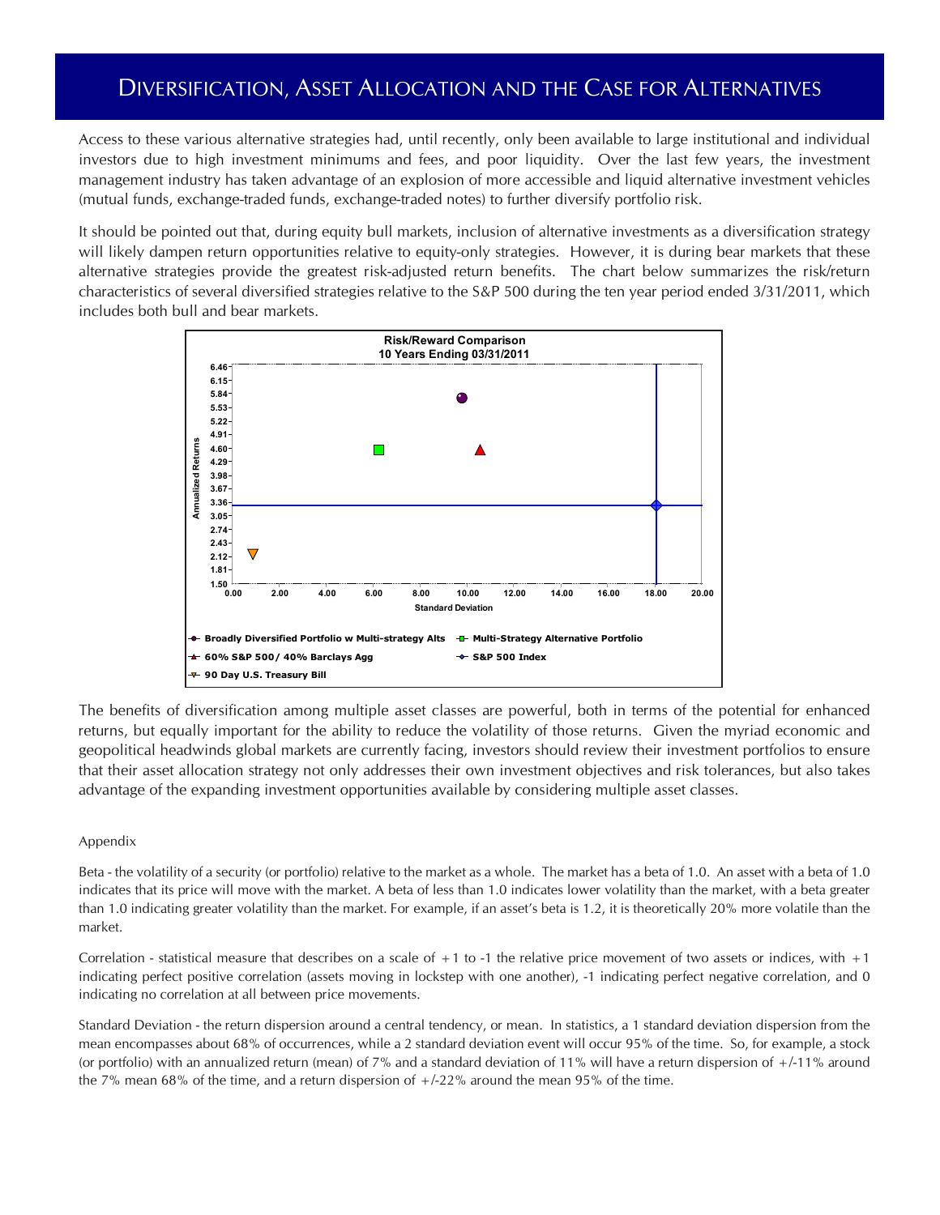# Diversification, Asset Allocation and the Case for Alternatives

Access to these various alternative strategies had, until recently, only been available to large institutional and individual investors due to high investment minimums and fees, and poor liquidity. Over the last few years, the investment management industry has taken advantage of an explosion of more accessible and liquid alternative investment vehicles (mutual funds, exchange-traded funds, exchange-traded notes) to further diversify portfolio risk.

It should be pointed out that, during equity bull markets, inclusion of alternative investments as a diversification strategy will likely dampen return opportunities relative to equity-only strategies. However, it is during bear markets that these alternative strategies provide the greatest risk-adjusted return benefits. The chart below summarizes the risk/return characteristics of several diversified strategies relative to the S&P 500 during the ten year period ended 3/31/2011, which includes both bull and bear markets.

Risk/Reward Comparison
10 Years Ending 03/31/2011

Annualized Returns
6.46
6.15
5.84
5.53
5.22
4.91
4.60
4.29
3.98
3.67
3.36
3.05
2.74
2.43
2.12
1.81
1.50

Standard Deviation
0.00 2.00 4.00 6.00 8.00 10.00 12.00 14.00 16.00 18.00 20.00

Broadly Diversified Portfolio w Multi-strategy Alts
Multi-Strategy Alternative Portfolio
60% S&P 500/ 40% Barclays Agg
S&P 500 Index
90 Day U.S. Treasury Bill

The benefits of diversification among multiple asset classes are powerful, both in terms of the potential for enhanced returns, but equally important for the ability to reduce the volatility of those returns. Given the myriad economic and geopolitical headwinds global markets are currently facing, investors should review their investment portfolios to ensure that their asset allocation strategy not only addresses their own investment objectives and risk tolerances, but also takes advantage of the expanding investment opportunities available by considering multiple asset classes.

Appendix

Beta - the volatility of a security (or portfolio) relative to the market as a whole. The market has a beta of 1.0. An asset with a beta of 1.0 indicates that its price will move with the market. A beta of less than 1.0 indicates lower volatility than the market, with a beta greater than 1.0 indicating greater volatility than the market. For example, if an asset's beta is 1.2, it is theoretically 20% more volatile than the market.

Correlation - statistical measure that describes on a scale of +1 to -1 the relative price movement of two assets or indices, with +1 indicating perfect positive correlation (assets moving in lockstep with one another), -1 indicating perfect negative correlation, and 0 indicating no correlation at all between price movements.

Standard Deviation - the return dispersion around a central tendency, or mean. In statistics, a 1 standard deviation dispersion from the mean encompasses about 68% of occurrences, while a 2 standard deviation event will occur 95% of the time. So, for example, a stock (or portfolio) with an annualized return (mean) of 7% and a standard deviation of 11% will have a return dispersion of +/-11% around the 7% mean 68% of the time, and a return dispersion of +/-22% around the mean 95% of the time.